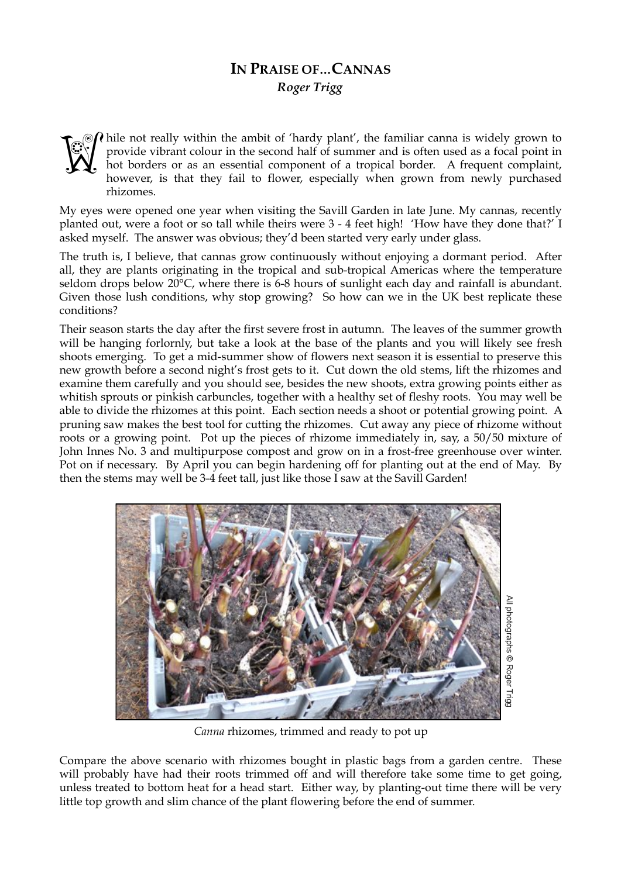# IN PRAISE OF...CANNAS

*Roger Trigg*

While not really within the ambit of 'hardy plant', the familiar canna is widely grown to provide vibrant colour in the second half of summer and is often used as a focal point in hot borders or as an essential component of a tropical border. A frequent complaint, however, is that they fail to flower, especially when grown from newly purchased rhizomes.

My eyes were opened one year when visiting the Savill Garden in late June. My cannas, recently planted out, were a foot or so tall while theirs were 3 - 4 feet high! 'How have they done that?' I asked myself. The answer was obvious; they'd been started very early under glass.

The truth is, I believe, that cannas grow continuously without enjoying a dormant period. After all, they are plants originating in the tropical and sub-tropical Americas where the temperature seldom drops below 20°C, where there is 6-8 hours of sunlight each day and rainfall is abundant. Given those lush conditions, why stop growing? So how can we in the UK best replicate these conditions?

Their season starts the day after the first severe frost in autumn. The leaves of the summer growth will be hanging forlornly, but take a look at the base of the plants and you will likely see fresh shoots emerging. To get a mid-summer show of flowers next season it is essential to preserve this new growth before a second night's frost gets to it. Cut down the old stems, lift the rhizomes and examine them carefully and you should see, besides the new shoots, extra growing points either as whitish sprouts or pinkish carbuncles, together with a healthy set of fleshy roots. You may well be able to divide the rhizomes at this point. Each section needs a shoot or potential growing point. A pruning saw makes the best tool for cutting the rhizomes. Cut away any piece of rhizome without roots or a growing point. Pot up the pieces of rhizome immediately in, say, a 50/50 mixture of John Innes No. 3 and multipurpose compost and grow on in a frost-free greenhouse over winter. Pot on if necessary. By April you can begin hardening off for planting out at the end of May. By then the stems may well be 3-4 feet tall, just like those I saw at the Savill Garden!

All photographs © Roger Trigg

*Canna* rhizomes, trimmed and ready to pot up

Compare the above scenario with rhizomes bought in plastic bags from a garden centre. These will probably have had their roots trimmed off and will therefore take some time to get going, unless treated to bottom heat for a head start. Either way, by planting-out time there will be very little top growth and slim chance of the plant flowering before the end of summer.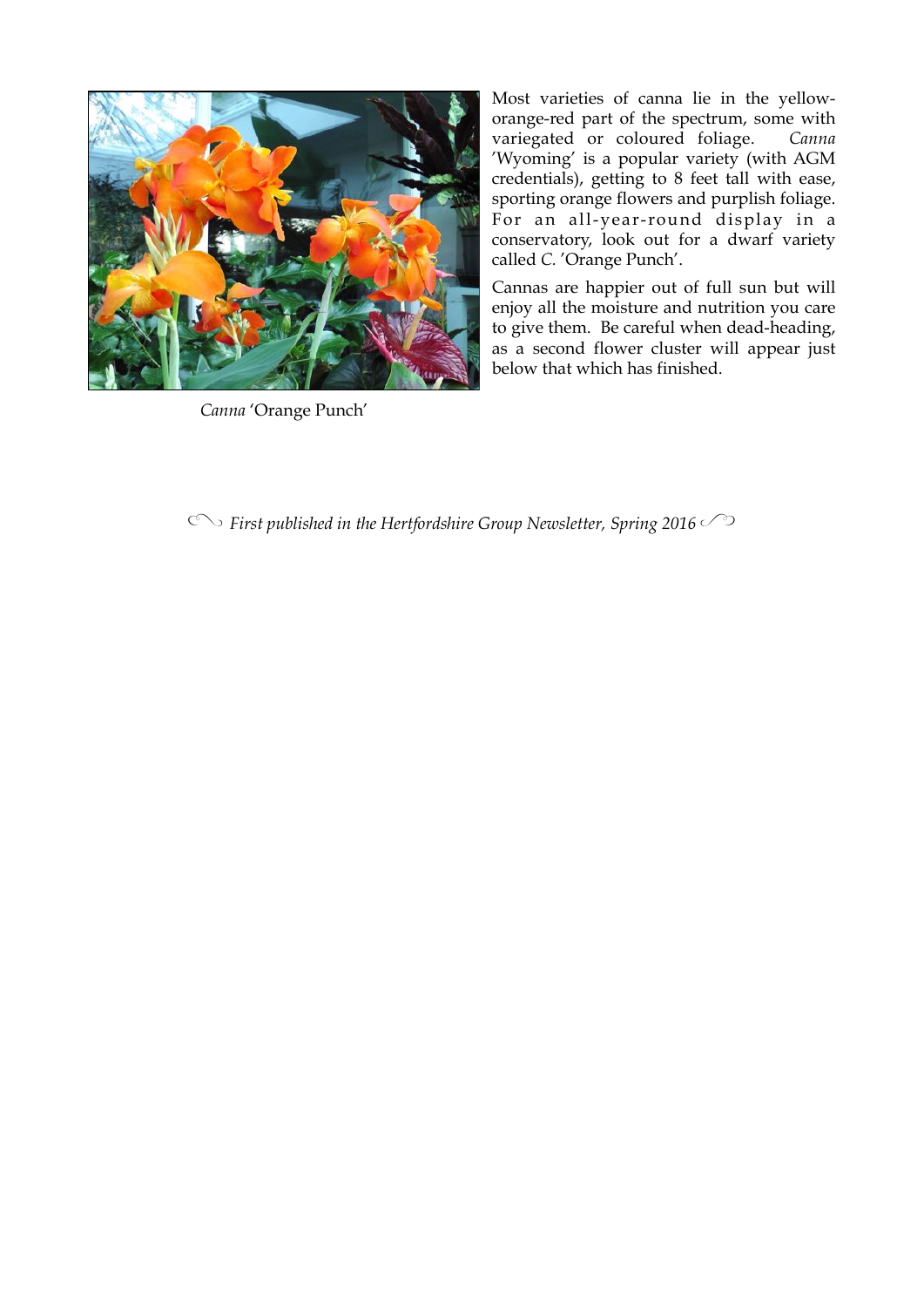Most varieties of canna lie in the yellow-orange-red part of the spectrum, some with variegated or coloured foliage. *Canna* 'Wyoming' is a popular variety (with AGM credentials), getting to 8 feet tall with ease, sporting orange flowers and purplish foliage. For an all-year-round display in a conservatory, look out for a dwarf variety called *C.* 'Orange Punch'.

Cannas are happier out of full sun but will enjoy all the moisture and nutrition you care to give them. Be careful when dead-heading, as a second flower cluster will appear just below that which has finished.

*Canna* 'Orange Punch'

*First published in the Hertfordshire Group Newsletter, Spring 2016*